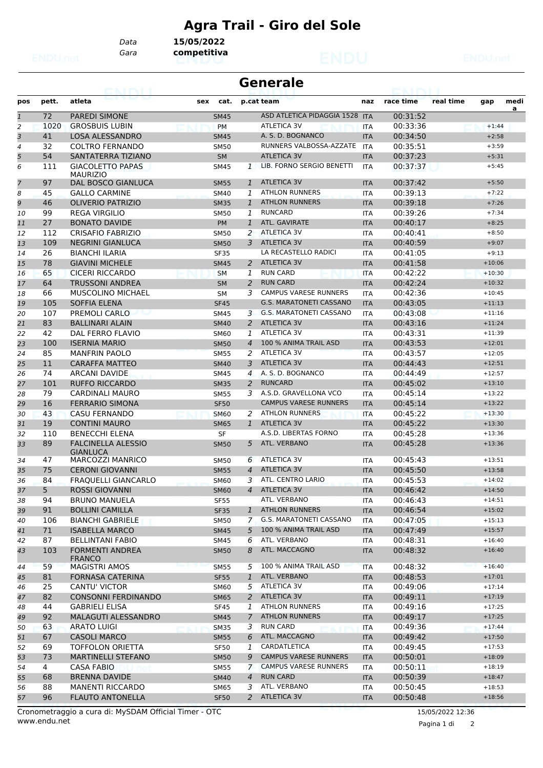# Agra Trail - Giro del Sole

Data **15/05/2022**
Gara **competitiva**

## Generale

| pos | pett. | atleta | sex | cat. | p.cat | team | naz | race time | real time | gap | media |
|---|---|---|---|---|---|---|---|---|---|---|---|
| 1 | 72 | PAREDI SIMONE | | SM45 | | ASD ATLETICA PIDAGGIA 1528 | ITA | 00:31:52 | | | |
| 2 | 1020 | GROSBUIS LUBIN | | PM | | ATLETICA 3V | ITA | 00:33:36 | | +1:44 | |
| 3 | 41 | LOSA ALESSANDRO | | SM45 | | A. S. D. BOGNANCO | ITA | 00:34:50 | | +2:58 | |
| 4 | 32 | COLTRO FERNANDO | | SM50 | | RUNNERS VALBOSSA-AZZATE | ITA | 00:35:51 | | +3:59 | |
| 5 | 54 | SANTATERRA TIZIANO | | SM | | ATLETICA 3V | ITA | 00:37:23 | | +5:31 | |
| 6 | 111 | GIACOLETTO PAPAS MAURIZIO | | SM45 | 1 | LIB. FORNO SERGIO BENETTI | ITA | 00:37:37 | | +5:45 | |
| 7 | 97 | DAL BOSCO GIANLUCA | | SM55 | 1 | ATLETICA 3V | ITA | 00:37:42 | | +5:50 | |
| 8 | 45 | GALLO CARMINE | | SM40 | 1 | ATHLON RUNNERS | ITA | 00:39:13 | | +7:22 | |
| 9 | 46 | OLIVERIO PATRIZIO | | SM35 | 1 | ATHLON RUNNERS | ITA | 00:39:18 | | +7:26 | |
| 10 | 99 | REGA VIRGILIO | | SM50 | 1 | RUNCARD | ITA | 00:39:26 | | +7:34 | |
| 11 | 27 | BONATO DAVIDE | | PM | 1 | ATL. GAVIRATE | ITA | 00:40:17 | | +8:25 | |
| 12 | 112 | CRISAFIO FABRIZIO | | SM50 | 2 | ATLETICA 3V | ITA | 00:40:41 | | +8:50 | |
| 13 | 109 | NEGRINI GIANLUCA | | SM50 | 3 | ATLETICA 3V | ITA | 00:40:59 | | +9:07 | |
| 14 | 26 | BIANCHI ILARIA | | SF35 | | LA RECASTELLO RADICI | ITA | 00:41:05 | | +9:13 | |
| 15 | 78 | GIAVINI MICHELE | | SM45 | 2 | ATLETICA 3V | ITA | 00:41:58 | | +10:06 | |
| 16 | 65 | CICERI RICCARDO | | SM | 1 | RUN CARD | ITA | 00:42:22 | | +10:30 | |
| 17 | 64 | TRUSSONI ANDREA | | SM | 2 | RUN CARD | ITA | 00:42:24 | | +10:32 | |
| 18 | 66 | MUSCOLINO MICHAEL | | SM | 3 | CAMPUS VARESE RUNNERS | ITA | 00:42:36 | | +10:45 | |
| 19 | 105 | SOFFIA ELENA | | SF45 | | G.S. MARATONETI CASSANO | ITA | 00:43:05 | | +11:13 | |
| 20 | 107 | PREMOLI CARLO | | SM45 | 3 | G.S. MARATONETI CASSANO | ITA | 00:43:08 | | +11:16 | |
| 21 | 83 | BALLINARI ALAIN | | SM40 | 2 | ATLETICA 3V | ITA | 00:43:16 | | +11:24 | |
| 22 | 42 | DAL FERRO FLAVIO | | SM60 | 1 | ATLETICA 3V | ITA | 00:43:31 | | +11:39 | |
| 23 | 100 | ISERNIA MARIO | | SM50 | 4 | 100 % ANIMA TRAIL ASD | ITA | 00:43:53 | | +12:01 | |
| 24 | 85 | MANFRIN PAOLO | | SM55 | 2 | ATLETICA 3V | ITA | 00:43:57 | | +12:05 | |
| 25 | 11 | CARAFFA MATTEO | | SM40 | 3 | ATLETICA 3V | ITA | 00:44:43 | | +12:51 | |
| 26 | 74 | ARCANI DAVIDE | | SM45 | 4 | A. S. D. BOGNANCO | ITA | 00:44:49 | | +12:57 | |
| 27 | 101 | RUFFO RICCARDO | | SM35 | 2 | RUNCARD | ITA | 00:45:02 | | +13:10 | |
| 28 | 79 | CARDINALI MAURO | | SM55 | 3 | A.S.D. GRAVELLONA VCO | ITA | 00:45:14 | | +13:22 | |
| 29 | 16 | FERRARIO SIMONA | | SF50 | | CAMPUS VARESE RUNNERS | ITA | 00:45:14 | | +13:22 | |
| 30 | 43 | CASU FERNANDO | | SM60 | 2 | ATHLON RUNNERS | ITA | 00:45:22 | | +13:30 | |
| 31 | 19 | CONTINI MAURO | | SM65 | 1 | ATLETICA 3V | ITA | 00:45:22 | | +13:30 | |
| 32 | 110 | BENECCHI ELENA | | SF | | A.S.D. LIBERTAS FORNO | ITA | 00:45:28 | | +13:36 | |
| 33 | 89 | FALCINELLA ALESSIO GIANLUCA | | SM50 | 5 | ATL. VERBANO | ITA | 00:45:28 | | +13:36 | |
| 34 | 47 | MARCOZZI MANRICO | | SM50 | 6 | ATLETICA 3V | ITA | 00:45:43 | | +13:51 | |
| 35 | 75 | CERONI GIOVANNI | | SM55 | 4 | ATLETICA 3V | ITA | 00:45:50 | | +13:58 | |
| 36 | 84 | FRAQUELLI GIANCARLO | | SM60 | 3 | ATL. CENTRO LARIO | ITA | 00:45:53 | | +14:02 | |
| 37 | 5 | ROSSI GIOVANNI | | SM60 | 4 | ATLETICA 3V | ITA | 00:46:42 | | +14:50 | |
| 38 | 94 | BRUNO MANUELA | | SF55 | | ATL. VERBANO | ITA | 00:46:43 | | +14:51 | |
| 39 | 91 | BOLLINI CAMILLA | | SF35 | 1 | ATHLON RUNNERS | ITA | 00:46:54 | | +15:02 | |
| 40 | 106 | BIANCHI GABRIELE | | SM50 | 7 | G.S. MARATONETI CASSANO | ITA | 00:47:05 | | +15:13 | |
| 41 | 71 | ISABELLA MARCO | | SM45 | 5 | 100 % ANIMA TRAIL ASD | ITA | 00:47:49 | | +15:57 | |
| 42 | 87 | BELLINTANI FABIO | | SM45 | 6 | ATL. VERBANO | ITA | 00:48:31 | | +16:40 | |
| 43 | 103 | FORMENTI ANDREA FRANCO | | SM50 | 8 | ATL. MACCAGNO | ITA | 00:48:32 | | +16:40 | |
| 44 | 59 | MAGISTRI AMOS | | SM55 | 5 | 100 % ANIMA TRAIL ASD | ITA | 00:48:32 | | +16:40 | |
| 45 | 81 | FORNASA CATERINA | | SF55 | 1 | ATL. VERBANO | ITA | 00:48:53 | | +17:01 | |
| 46 | 25 | CANTU' VICTOR | | SM60 | 5 | ATLETICA 3V | ITA | 00:49:06 | | +17:14 | |
| 47 | 82 | CONSONNI FERDINANDO | | SM65 | 2 | ATLETICA 3V | ITA | 00:49:11 | | +17:19 | |
| 48 | 44 | GABRIELI ELISA | | SF45 | 1 | ATHLON RUNNERS | ITA | 00:49:16 | | +17:25 | |
| 49 | 92 | MALAGUTI ALESSANDRO | | SM45 | 7 | ATHLON RUNNERS | ITA | 00:49:17 | | +17:25 | |
| 50 | 63 | ARATO LUIGI | | SM35 | 3 | RUN CARD | ITA | 00:49:36 | | +17:44 | |
| 51 | 67 | CASOLI MARCO | | SM55 | 6 | ATL. MACCAGNO | ITA | 00:49:42 | | +17:50 | |
| 52 | 69 | TOFFOLON ORIETTA | | SF50 | 1 | CARDATLETICA | ITA | 00:49:45 | | +17:53 | |
| 53 | 73 | MARTINELLI STEFANO | | SM50 | 9 | CAMPUS VARESE RUNNERS | ITA | 00:50:01 | | +18:09 | |
| 54 | 4 | CASA FABIO | | SM55 | 7 | CAMPUS VARESE RUNNERS | ITA | 00:50:11 | | +18:19 | |
| 55 | 68 | BRENNA DAVIDE | | SM40 | 4 | RUN CARD | ITA | 00:50:39 | | +18:47 | |
| 56 | 88 | MANENTI RICCARDO | | SM65 | 3 | ATL. VERBANO | ITA | 00:50:45 | | +18:53 | |
| 57 | 96 | FLAUTO ANTONELLA | | SF50 | 2 | ATLETICA 3V | ITA | 00:50:48 | | +18:56 | |

Cronometraggio a cura di: MySDAM Official Timer - OTC
www.endu.net
15/05/2022 12:36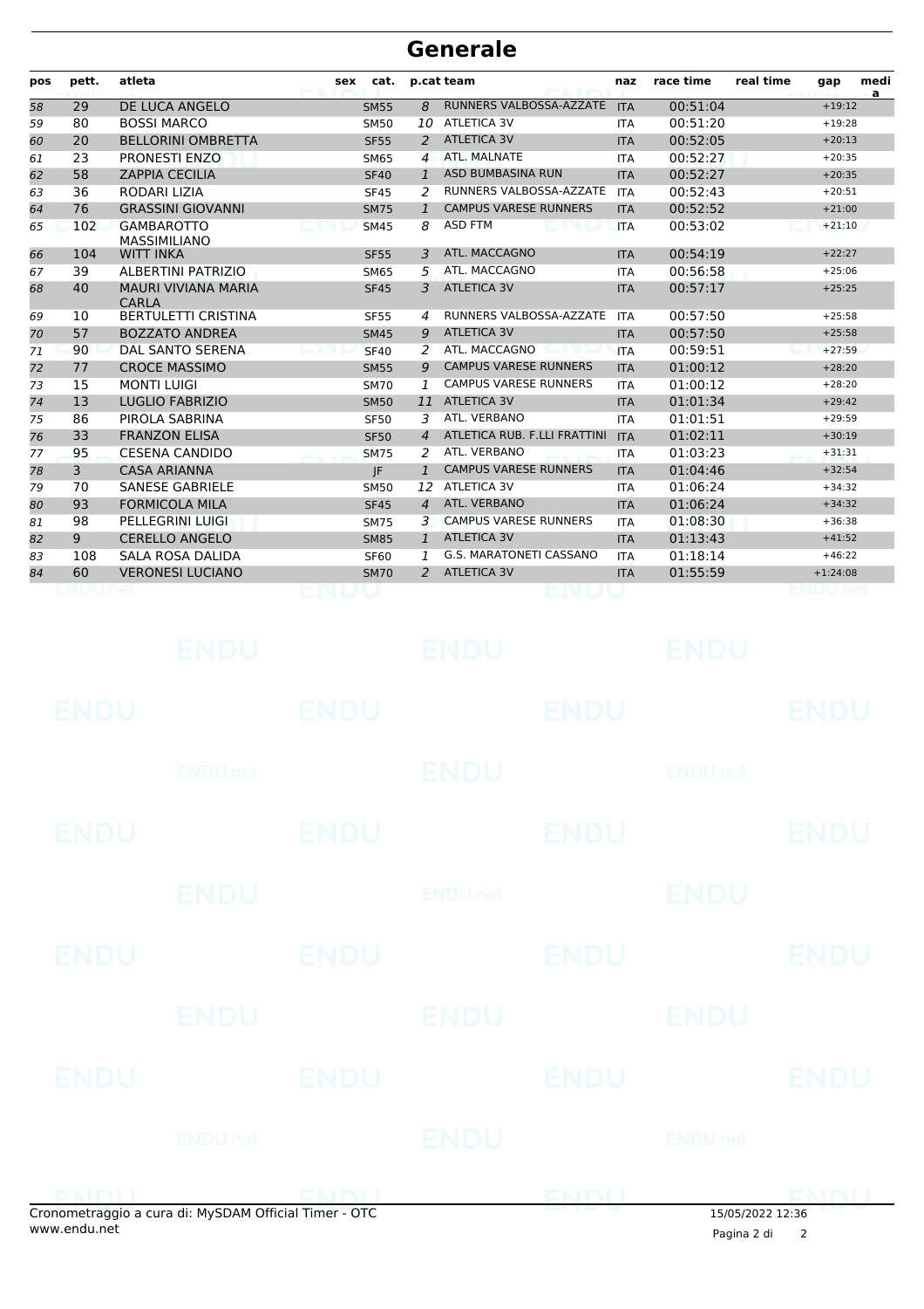# Generale

| pos | pett. | atleta | sex | cat. | p.cat | team | naz | race time | real time | gap | media |
|---|---|---|---|---|---|---|---|---|---|---|---|
| 58 | 29 | DE LUCA ANGELO | | SM55 | 8 | RUNNERS VALBOSSA-AZZATE | ITA | 00:51:04 | | +19:12 | |
| 59 | 80 | BOSSI MARCO | | SM50 | 10 | ATLETICA 3V | ITA | 00:51:20 | | +19:28 | |
| 60 | 20 | BELLORINI OMBRETTA | | SF55 | 2 | ATLETICA 3V | ITA | 00:52:05 | | +20:13 | |
| 61 | 23 | PRONESTI ENZO | | SM65 | 4 | ATL. MALNATE | ITA | 00:52:27 | | +20:35 | |
| 62 | 58 | ZAPPIA CECILIA | | SF40 | 1 | ASD BUMBASINA RUN | ITA | 00:52:27 | | +20:35 | |
| 63 | 36 | RODARI LIZIA | | SF45 | 2 | RUNNERS VALBOSSA-AZZATE | ITA | 00:52:43 | | +20:51 | |
| 64 | 76 | GRASSINI GIOVANNI | | SM75 | 1 | CAMPUS VARESE RUNNERS | ITA | 00:52:52 | | +21:00 | |
| 65 | 102 | GAMBAROTTO MASSIMILIANO | | SM45 | 8 | ASD FTM | ITA | 00:53:02 | | +21:10 | |
| 66 | 104 | WITT INKA | | SF55 | 3 | ATL. MACCAGNO | ITA | 00:54:19 | | +22:27 | |
| 67 | 39 | ALBERTINI PATRIZIO | | SM65 | 5 | ATL. MACCAGNO | ITA | 00:56:58 | | +25:06 | |
| 68 | 40 | MAURI VIVIANA MARIA CARLA | | SF45 | 3 | ATLETICA 3V | ITA | 00:57:17 | | +25:25 | |
| 69 | 10 | BERTULETTI CRISTINA | | SF55 | 4 | RUNNERS VALBOSSA-AZZATE | ITA | 00:57:50 | | +25:58 | |
| 70 | 57 | BOZZATO ANDREA | | SM45 | 9 | ATLETICA 3V | ITA | 00:57:50 | | +25:58 | |
| 71 | 90 | DAL SANTO SERENA | | SF40 | 2 | ATL. MACCAGNO | ITA | 00:59:51 | | +27:59 | |
| 72 | 77 | CROCE MASSIMO | | SM55 | 9 | CAMPUS VARESE RUNNERS | ITA | 01:00:12 | | +28:20 | |
| 73 | 15 | MONTI LUIGI | | SM70 | 1 | CAMPUS VARESE RUNNERS | ITA | 01:00:12 | | +28:20 | |
| 74 | 13 | LUGLIO FABRIZIO | | SM50 | 11 | ATLETICA 3V | ITA | 01:01:34 | | +29:42 | |
| 75 | 86 | PIROLA SABRINA | | SF50 | 3 | ATL. VERBANO | ITA | 01:01:51 | | +29:59 | |
| 76 | 33 | FRANZON ELISA | | SF50 | 4 | ATLETICA RUB. F.LLI FRATTINI | ITA | 01:02:11 | | +30:19 | |
| 77 | 95 | CESENA CANDIDO | | SM75 | 2 | ATL. VERBANO | ITA | 01:03:23 | | +31:31 | |
| 78 | 3 | CASA ARIANNA | | JF | 1 | CAMPUS VARESE RUNNERS | ITA | 01:04:46 | | +32:54 | |
| 79 | 70 | SANESE GABRIELE | | SM50 | 12 | ATLETICA 3V | ITA | 01:06:24 | | +34:32 | |
| 80 | 93 | FORMICOLA MILA | | SF45 | 4 | ATL. VERBANO | ITA | 01:06:24 | | +34:32 | |
| 81 | 98 | PELLEGRINI LUIGI | | SM75 | 3 | CAMPUS VARESE RUNNERS | ITA | 01:08:30 | | +36:38 | |
| 82 | 9 | CERELLO ANGELO | | SM85 | 1 | ATLETICA 3V | ITA | 01:13:43 | | +41:52 | |
| 83 | 108 | SALA ROSA DALIDA | | SF60 | 1 | G.S. MARATONETI CASSANO | ITA | 01:18:14 | | +46:22 | |
| 84 | 60 | VERONESI LUCIANO | | SM70 | 2 | ATLETICA 3V | ITA | 01:55:59 | | +1:24:08 | |

Cronometraggio a cura di: MySDAM Official Timer - OTC
www.endu.net

15/05/2022 12:36